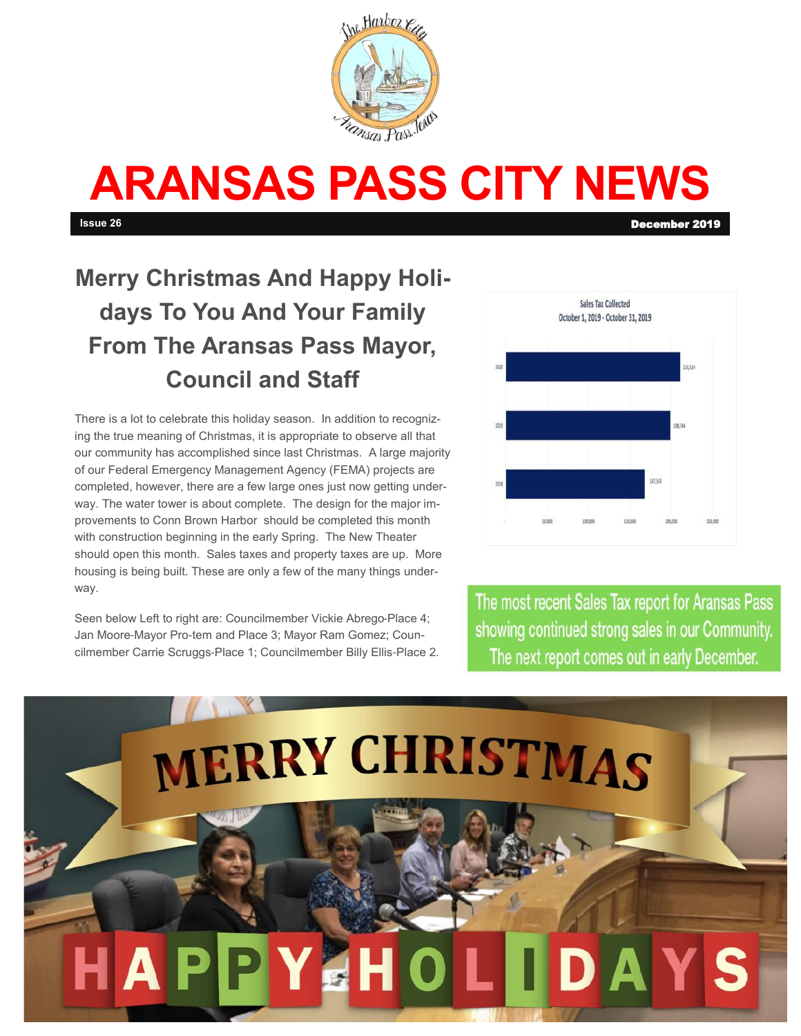# ARANSAS PASS CITY NEWS

**Issue 26** **December 2019**

## Merry Christmas And Happy Holidays To You And Your Family From The Aransas Pass Mayor, Council and Staff

There is a lot to celebrate this holiday season. In addition to recognizing the true meaning of Christmas, it is appropriate to observe all that our community has accomplished since last Christmas. A large majority of our Federal Emergency Management Agency (FEMA) projects are completed, however, there are a few large ones just now getting underway. The water tower is about complete. The design for the major improvements to Conn Brown Harbor should be completed this month with construction beginning in the early Spring. The New Theater should open this month. Sales taxes and property taxes are up. More housing is being built. These are only a few of the many things underway.

Seen below Left to right are: Councilmember Vickie Abrego-Place 4; Jan Moore-Mayor Pro-tem and Place 3; Mayor Ram Gomez; Councilmember Carrie Scruggs-Place 1; Councilmember Billy Ellis-Place 2.

**Sales Tax Collected**
**October 1, 2019 - October 31, 2019**

| Year | Sales Tax Collected |
|---|---|
| 2020 | 210,524 |
| 2019 | 198,744 |
| 2018 | 167,543 |

The most recent Sales Tax report for Aransas Pass showing continued strong sales in our Community. The next report comes out in early December.

MERRY CHRISTMAS

HAPPY HOLIDAYS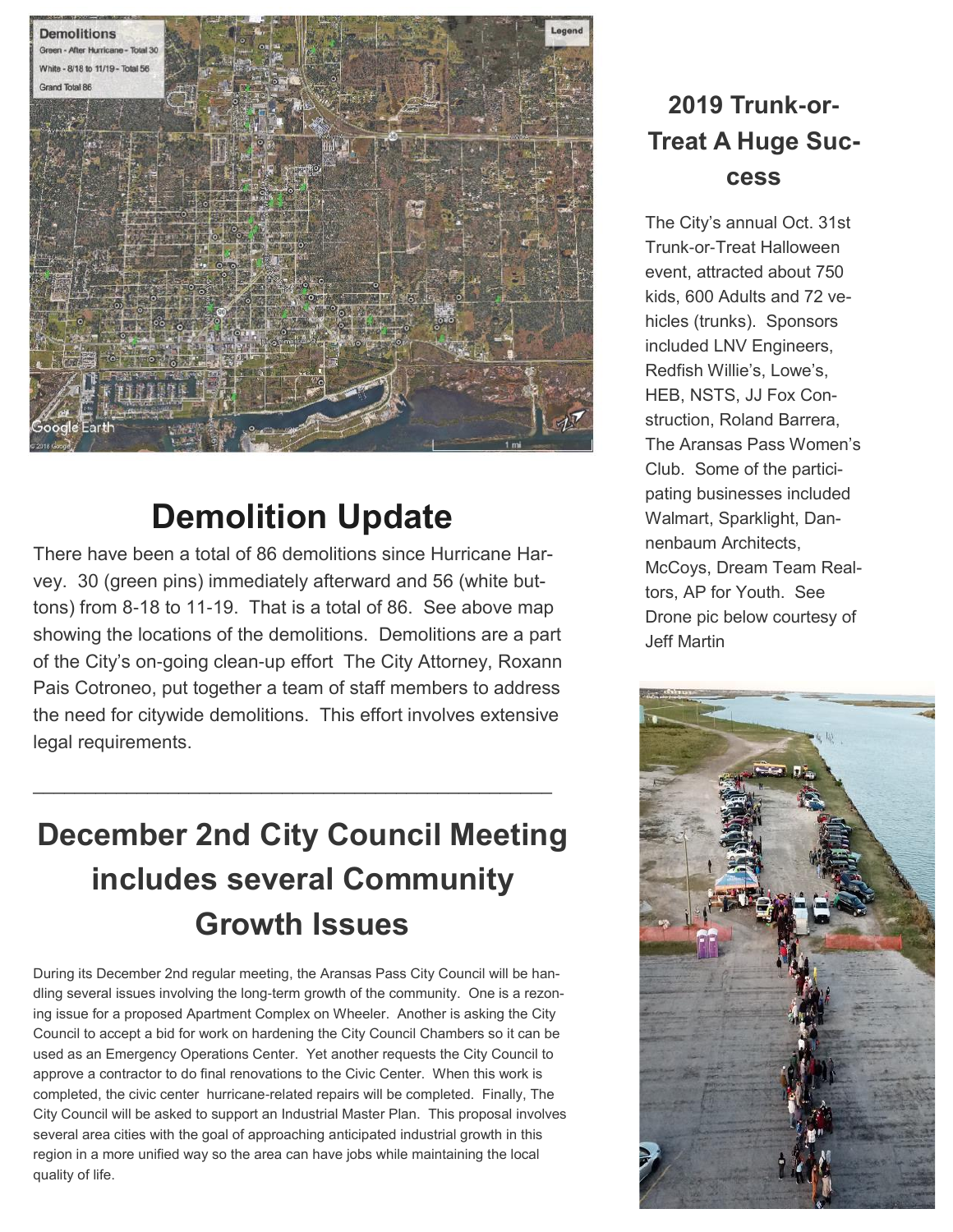## Demolition Update

There have been a total of 86 demolitions since Hurricane Harvey. 30 (green pins) immediately afterward and 56 (white buttons) from 8-18 to 11-19. That is a total of 86. See above map showing the locations of the demolitions. Demolitions are a part of the City's on-going clean-up effort The City Attorney, Roxann Pais Cotroneo, put together a team of staff members to address the need for citywide demolitions. This effort involves extensive legal requirements.

---

## December 2nd City Council Meeting includes several Community Growth Issues

During its December 2nd regular meeting, the Aransas Pass City Council will be handling several issues involving the long-term growth of the community. One is a rezoning issue for a proposed Apartment Complex on Wheeler. Another is asking the City Council to accept a bid for work on hardening the City Council Chambers so it can be used as an Emergency Operations Center. Yet another requests the City Council to approve a contractor to do final renovations to the Civic Center. When this work is completed, the civic center hurricane-related repairs will be completed. Finally, The City Council will be asked to support an Industrial Master Plan. This proposal involves several area cities with the goal of approaching anticipated industrial growth in this region in a more unified way so the area can have jobs while maintaining the local quality of life.

### 2019 Trunk-or-Treat A Huge Success

The City's annual Oct. 31st Trunk-or-Treat Halloween event, attracted about 750 kids, 600 Adults and 72 vehicles (trunks). Sponsors included LNV Engineers, Redfish Willie's, Lowe's, HEB, NSTS, JJ Fox Construction, Roland Barrera, The Aransas Pass Women's Club. Some of the participating businesses included Walmart, Sparklight, Dannenbaum Architects, McCoys, Dream Team Realtors, AP for Youth. See Drone pic below courtesy of Jeff Martin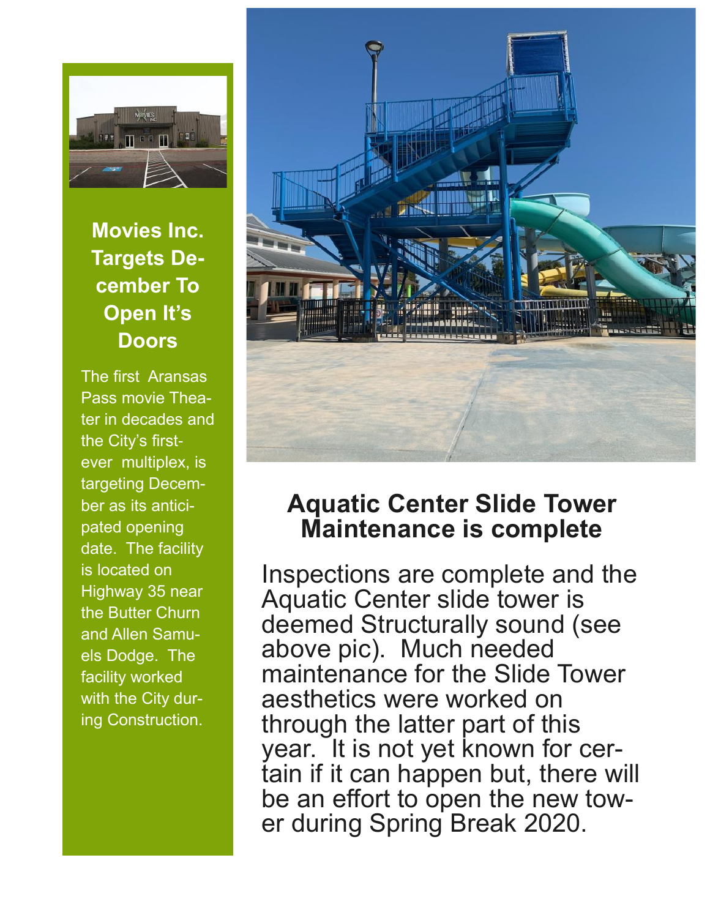## Movies Inc. Targets December To Open It's Doors

The first Aransas Pass movie Theater in decades and the City's first-ever multiplex, is targeting December as its anticipated opening date. The facility is located on Highway 35 near the Butter Churn and Allen Samuels Dodge. The facility worked with the City during Construction.

## Aquatic Center Slide Tower Maintenance is complete

Inspections are complete and the Aquatic Center slide tower is deemed Structurally sound (see above pic). Much needed maintenance for the Slide Tower aesthetics were worked on through the latter part of this year. It is not yet known for certain if it can happen but, there will be an effort to open the new tower during Spring Break 2020.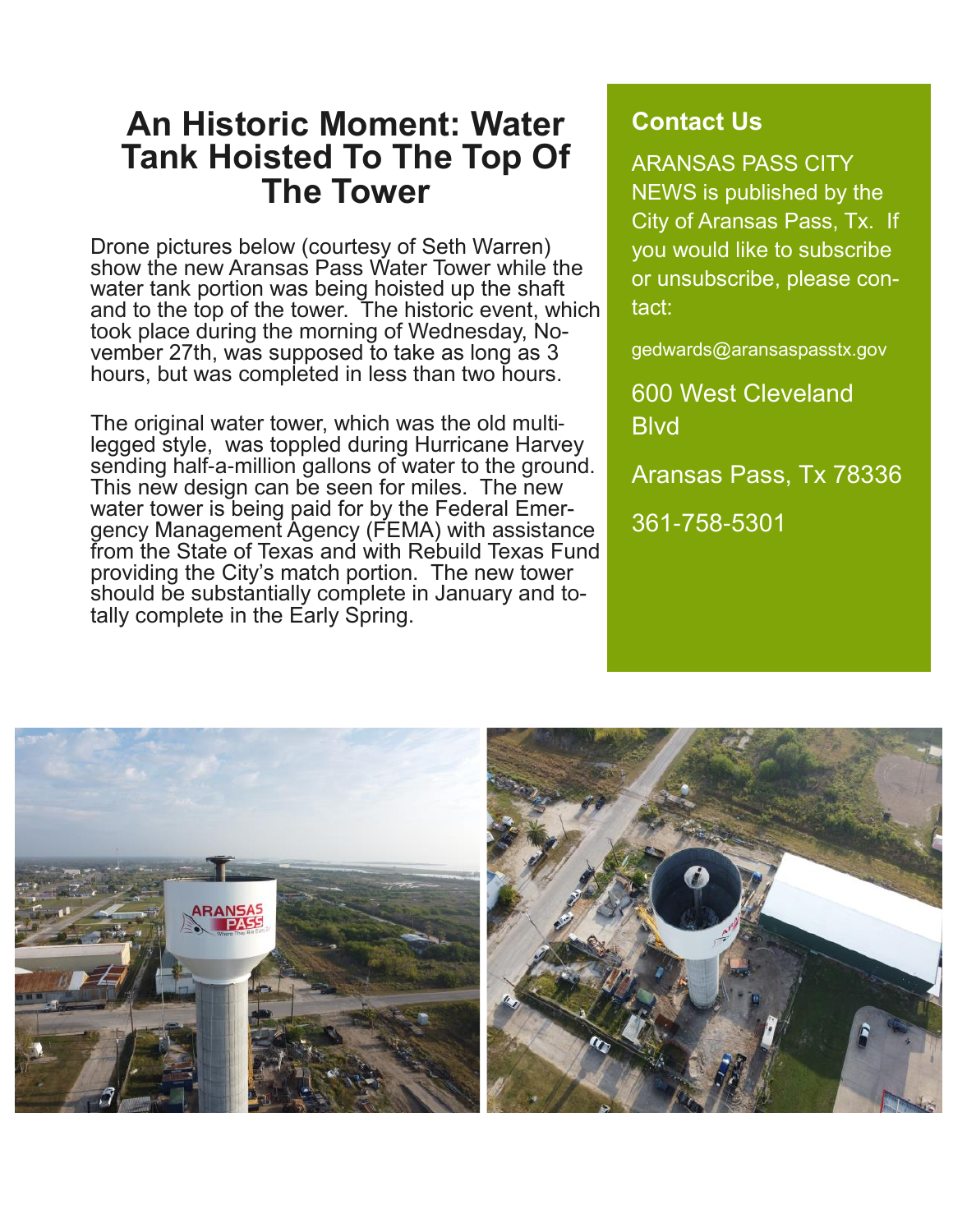# An Historic Moment: Water Tank Hoisted To The Top Of The Tower

Drone pictures below (courtesy of Seth Warren) show the new Aransas Pass Water Tower while the water tank portion was being hoisted up the shaft and to the top of the tower. The historic event, which took place during the morning of Wednesday, November 27th, was supposed to take as long as 3 hours, but was completed in less than two hours.

The original water tower, which was the old multi-legged style, was toppled during Hurricane Harvey sending half-a-million gallons of water to the ground. This new design can be seen for miles. The new water tower is being paid for by the Federal Emergency Management Agency (FEMA) with assistance from the State of Texas and with Rebuild Texas Fund providing the City's match portion. The new tower should be substantially complete in January and totally complete in the Early Spring.

## Contact Us

ARANSAS PASS CITY NEWS is published by the City of Aransas Pass, Tx. If you would like to subscribe or unsubscribe, please contact:

gedwards@aransaspasstx.gov

600 West Cleveland Blvd

Aransas Pass, Tx 78336

361-758-5301